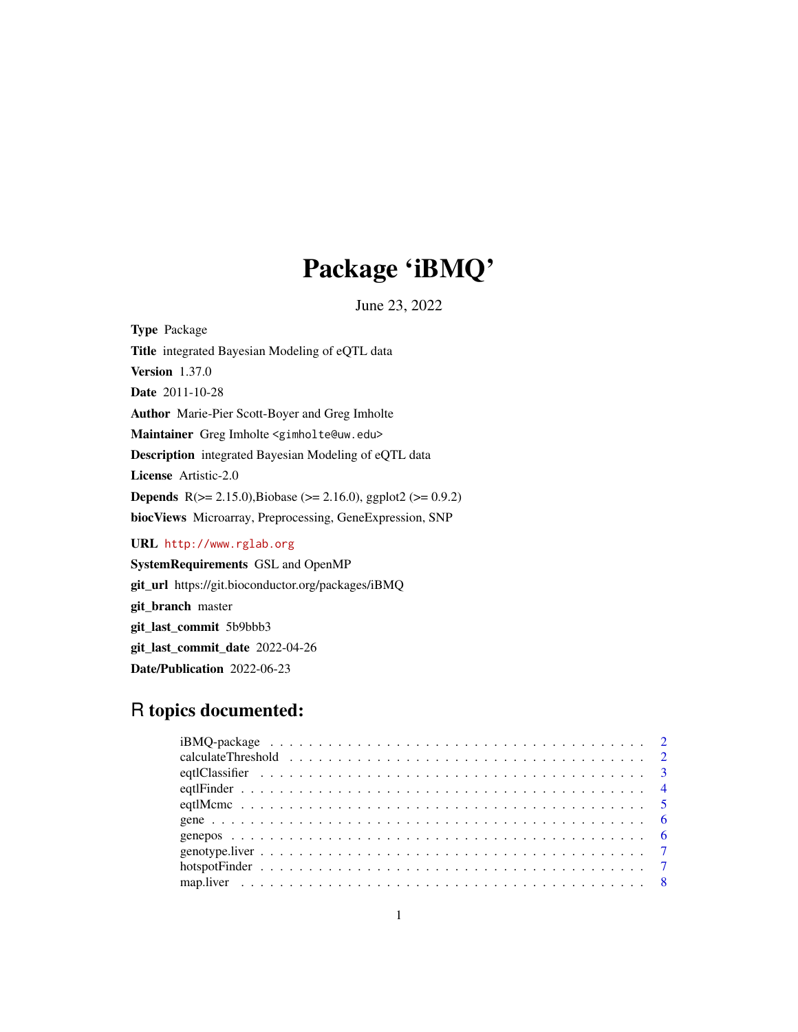# Package 'iBMQ'

June 23, 2022

**Type** Package

**Title** integrated Bayesian Modeling of eQTL data

**Version** 1.37.0

**Date** 2011-10-28

**Author** Marie-Pier Scott-Boyer and Greg Imholte

**Maintainer** Greg Imholte <gimholte@uw.edu>

**Description** integrated Bayesian Modeling of eQTL data

**License** Artistic-2.0

**Depends** R(>= 2.15.0),Biobase (>= 2.16.0), ggplot2 (>= 0.9.2)

**biocViews** Microarray, Preprocessing, GeneExpression, SNP

**URL** http://www.rglab.org

**SystemRequirements** GSL and OpenMP

**git_url** https://git.bioconductor.org/packages/iBMQ

**git_branch** master

**git_last_commit** 5b9bbb3

**git_last_commit_date** 2022-04-26

**Date/Publication** 2022-06-23

## R topics documented:

- iBMQ-package . . . . . . . . . . . . . . . . . . . . . . . . . . . . . . . . . . . . . . . . 2
- calculateThreshold . . . . . . . . . . . . . . . . . . . . . . . . . . . . . . . . . . . . . 2
- eqtlClassifier . . . . . . . . . . . . . . . . . . . . . . . . . . . . . . . . . . . . . . . . 3
- eqtlFinder . . . . . . . . . . . . . . . . . . . . . . . . . . . . . . . . . . . . . . . . . 4
- eqtlMcmc . . . . . . . . . . . . . . . . . . . . . . . . . . . . . . . . . . . . . . . . . 5
- gene . . . . . . . . . . . . . . . . . . . . . . . . . . . . . . . . . . . . . . . . . . . . 6
- genepos . . . . . . . . . . . . . . . . . . . . . . . . . . . . . . . . . . . . . . . . . . 6
- genotype.liver . . . . . . . . . . . . . . . . . . . . . . . . . . . . . . . . . . . . . . . 7
- hotspotFinder . . . . . . . . . . . . . . . . . . . . . . . . . . . . . . . . . . . . . . . 7
- map.liver . . . . . . . . . . . . . . . . . . . . . . . . . . . . . . . . . . . . . . . . . 8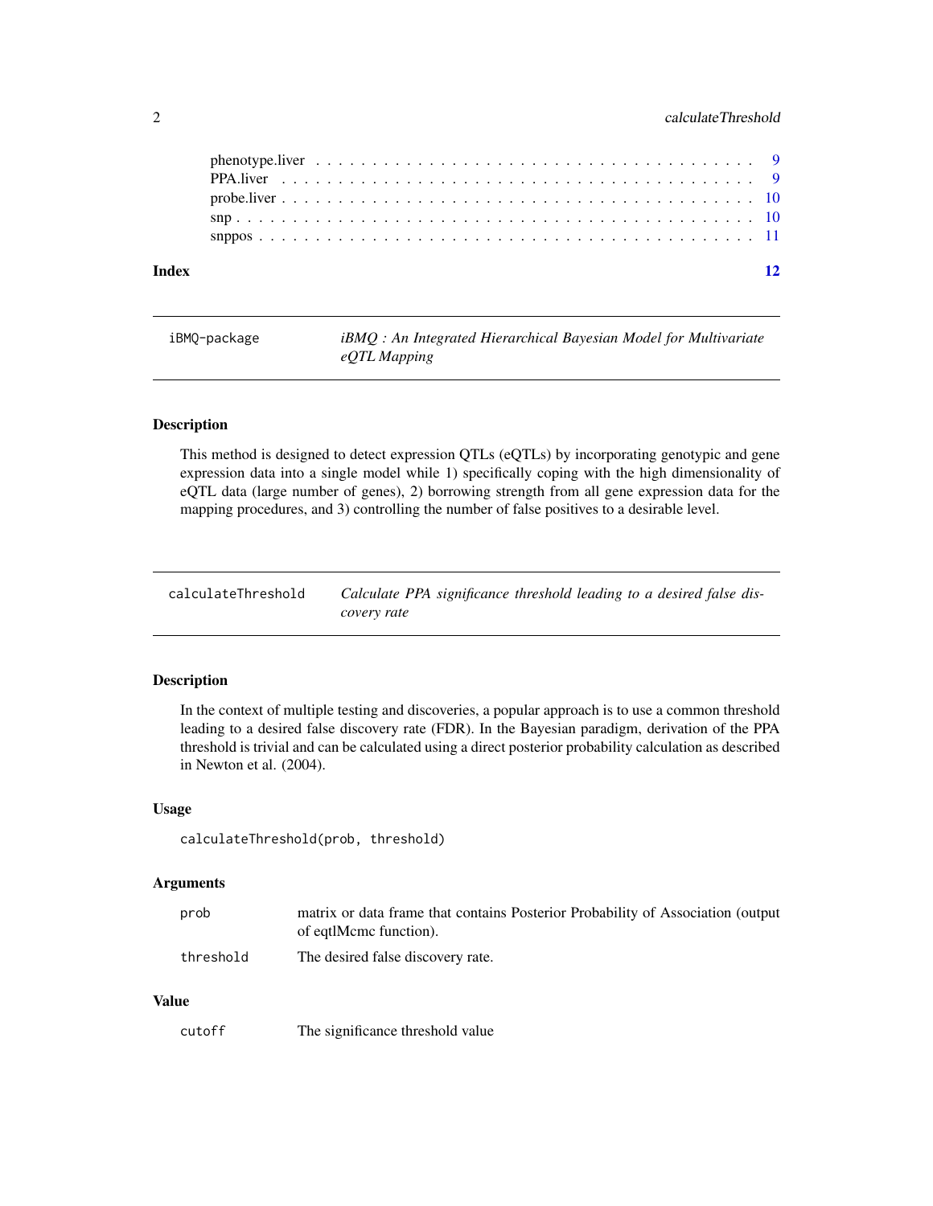phenotype.liver . . . . . . . . . . . . . . . . . . . . . . . . . . . . . . . . . . . . . 9
PPA.liver . . . . . . . . . . . . . . . . . . . . . . . . . . . . . . . . . . . . . . . . 9
probe.liver . . . . . . . . . . . . . . . . . . . . . . . . . . . . . . . . . . . . . . . 10
snp . . . . . . . . . . . . . . . . . . . . . . . . . . . . . . . . . . . . . . . . . . . 10
snppos . . . . . . . . . . . . . . . . . . . . . . . . . . . . . . . . . . . . . . . . . 11

**Index** **12**

---

## iBMQ-package — *iBMQ : An Integrated Hierarchical Bayesian Model for Multivariate eQTL Mapping*

### Description

This method is designed to detect expression QTLs (eQTLs) by incorporating genotypic and gene expression data into a single model while 1) specifically coping with the high dimensionality of eQTL data (large number of genes), 2) borrowing strength from all gene expression data for the mapping procedures, and 3) controlling the number of false positives to a desirable level.

---

## calculateThreshold — *Calculate PPA significance threshold leading to a desired false discovery rate*

### Description

In the context of multiple testing and discoveries, a popular approach is to use a common threshold leading to a desired false discovery rate (FDR). In the Bayesian paradigm, derivation of the PPA threshold is trivial and can be calculated using a direct posterior probability calculation as described in Newton et al. (2004).

### Usage

```
calculateThreshold(prob, threshold)
```

### Arguments

| | |
|---|---|
| prob | matrix or data frame that contains Posterior Probability of Association (output of eqtlMcmc function). |
| threshold | The desired false discovery rate. |

### Value

| | |
|---|---|
| cutoff | The significance threshold value |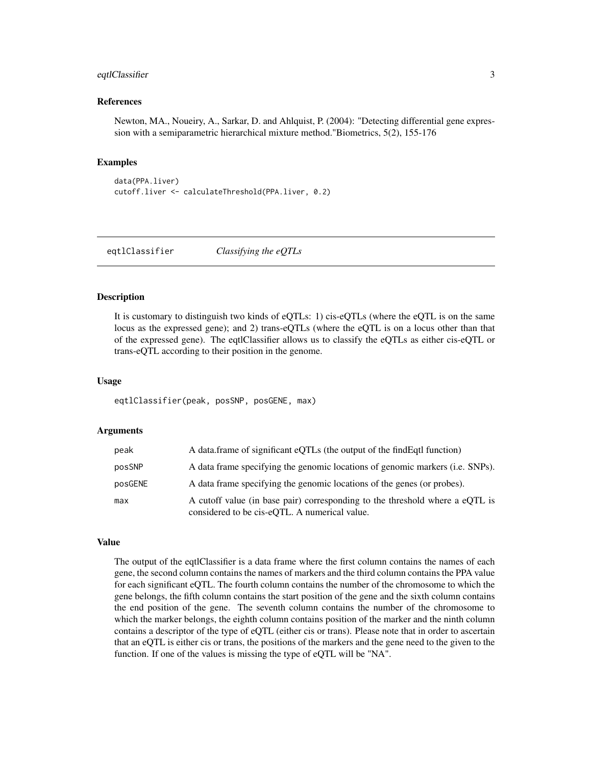### References

Newton, MA., Noueiry, A., Sarkar, D. and Ahlquist, P. (2004): "Detecting differential gene expression with a semiparametric hierarchical mixture method."Biometrics, 5(2), 155-176

### Examples

```
data(PPA.liver)
cutoff.liver <- calculateThreshold(PPA.liver, 0.2)
```

---

## eqtlClassifier — *Classifying the eQTLs*

### Description

It is customary to distinguish two kinds of eQTLs: 1) cis-eQTLs (where the eQTL is on the same locus as the expressed gene); and 2) trans-eQTLs (where the eQTL is on a locus other than that of the expressed gene). The eqtlClassifier allows us to classify the eQTLs as either cis-eQTL or trans-eQTL according to their position in the genome.

### Usage

```
eqtlClassifier(peak, posSNP, posGENE, max)
```

### Arguments

| | |
|---|---|
| `peak` | A data.frame of significant eQTLs (the output of the findEqtl function) |
| `posSNP` | A data frame specifying the genomic locations of genomic markers (i.e. SNPs). |
| `posGENE` | A data frame specifying the genomic locations of the genes (or probes). |
| `max` | A cutoff value (in base pair) corresponding to the threshold where a eQTL is considered to be cis-eQTL. A numerical value. |

### Value

The output of the eqtlClassifier is a data frame where the first column contains the names of each gene, the second column contains the names of markers and the third column contains the PPA value for each significant eQTL. The fourth column contains the number of the chromosome to which the gene belongs, the fifth column contains the start position of the gene and the sixth column contains the end position of the gene. The seventh column contains the number of the chromosome to which the marker belongs, the eighth column contains position of the marker and the ninth column contains a descriptor of the type of eQTL (either cis or trans). Please note that in order to ascertain that an eQTL is either cis or trans, the positions of the markers and the gene need to the given to the function. If one of the values is missing the type of eQTL will be "NA".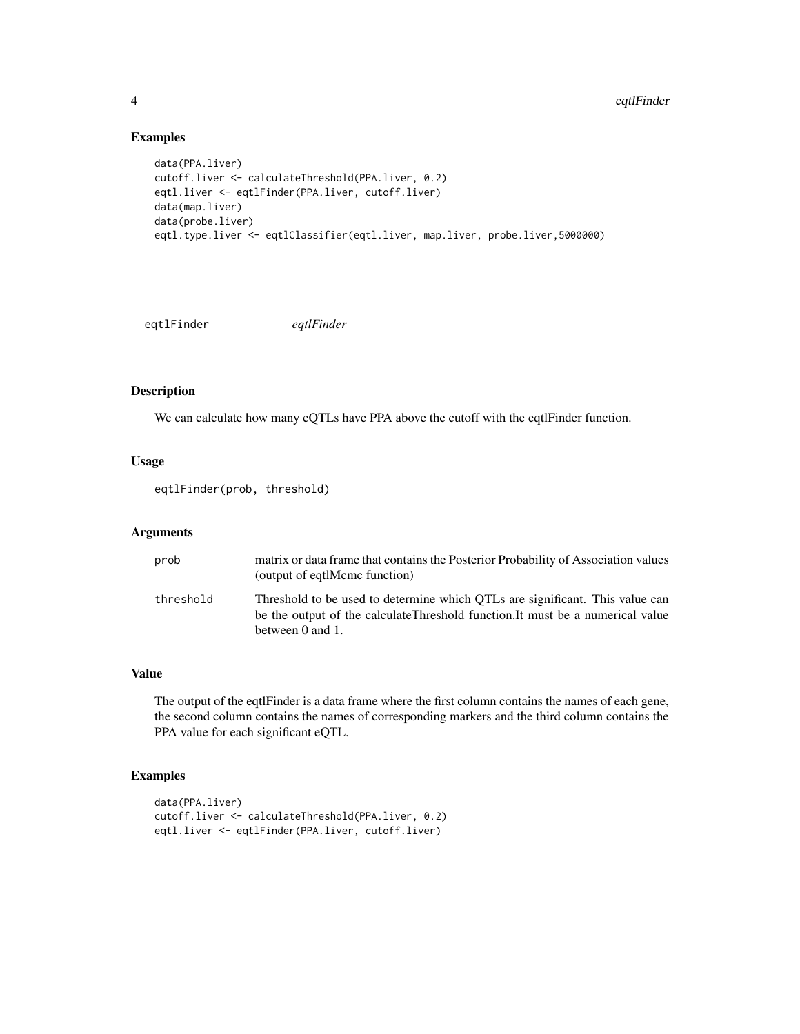## Examples

```
data(PPA.liver)
cutoff.liver <- calculateThreshold(PPA.liver, 0.2)
eqtl.liver <- eqtlFinder(PPA.liver, cutoff.liver)
data(map.liver)
data(probe.liver)
eqtl.type.liver <- eqtlClassifier(eqtl.liver, map.liver, probe.liver,5000000)
```

---

# eqtlFinder *eqtlFinder*

---

## Description

We can calculate how many eQTLs have PPA above the cutoff with the eqtlFinder function.

## Usage

```
eqtlFinder(prob, threshold)
```

## Arguments

| | |
|---|---|
| prob | matrix or data frame that contains the Posterior Probability of Association values (output of eqtlMcmc function) |
| threshold | Threshold to be used to determine which QTLs are significant. This value can be the output of the calculateThreshold function.It must be a numerical value between 0 and 1. |

## Value

The output of the eqtlFinder is a data frame where the first column contains the names of each gene, the second column contains the names of corresponding markers and the third column contains the PPA value for each significant eQTL.

## Examples

```
data(PPA.liver)
cutoff.liver <- calculateThreshold(PPA.liver, 0.2)
eqtl.liver <- eqtlFinder(PPA.liver, cutoff.liver)
```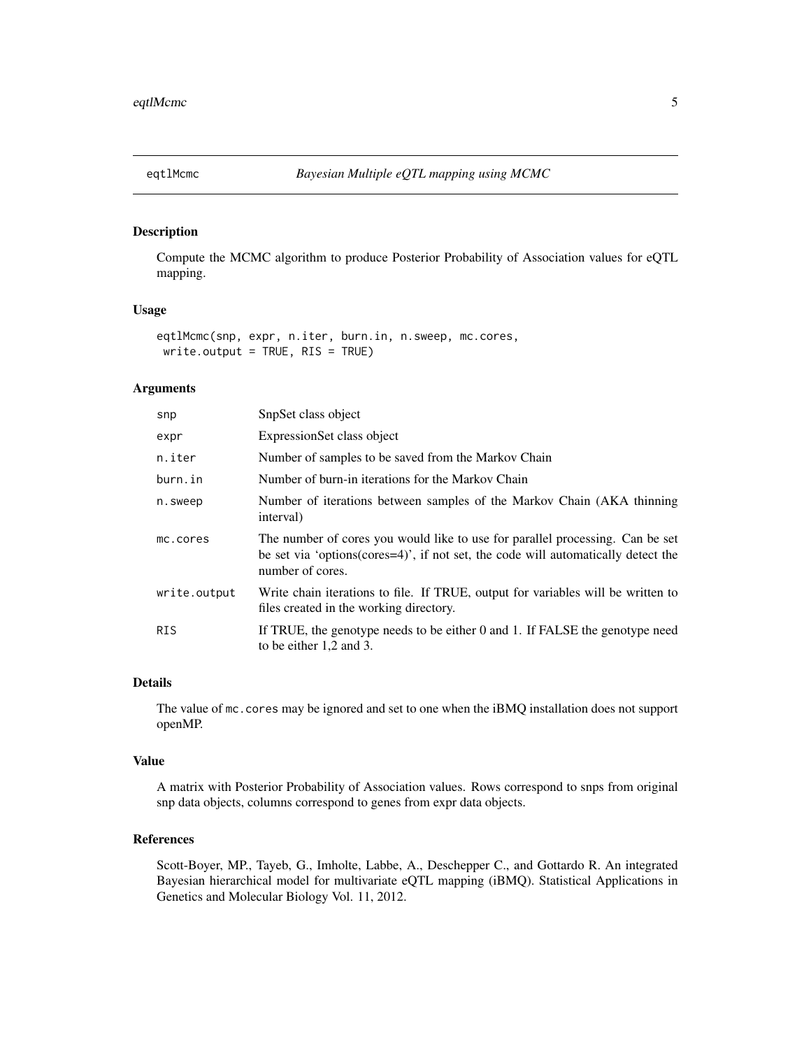# eqtlMcmc — *Bayesian Multiple eQTL mapping using MCMC*

## Description

Compute the MCMC algorithm to produce Posterior Probability of Association values for eQTL mapping.

## Usage

```
eqtlMcmc(snp, expr, n.iter, burn.in, n.sweep, mc.cores,
 write.output = TRUE, RIS = TRUE)
```

## Arguments

| | |
|---|---|
| `snp` | SnpSet class object |
| `expr` | ExpressionSet class object |
| `n.iter` | Number of samples to be saved from the Markov Chain |
| `burn.in` | Number of burn-in iterations for the Markov Chain |
| `n.sweep` | Number of iterations between samples of the Markov Chain (AKA thinning interval) |
| `mc.cores` | The number of cores you would like to use for parallel processing. Can be set be set via 'options(cores=4)', if not set, the code will automatically detect the number of cores. |
| `write.output` | Write chain iterations to file. If TRUE, output for variables will be written to files created in the working directory. |
| `RIS` | If TRUE, the genotype needs to be either 0 and 1. If FALSE the genotype need to be either 1,2 and 3. |

## Details

The value of `mc.cores` may be ignored and set to one when the iBMQ installation does not support openMP.

## Value

A matrix with Posterior Probability of Association values. Rows correspond to snps from original snp data objects, columns correspond to genes from expr data objects.

## References

Scott-Boyer, MP., Tayeb, G., Imholte, Labbe, A., Deschepper C., and Gottardo R. An integrated Bayesian hierarchical model for multivariate eQTL mapping (iBMQ). Statistical Applications in Genetics and Molecular Biology Vol. 11, 2012.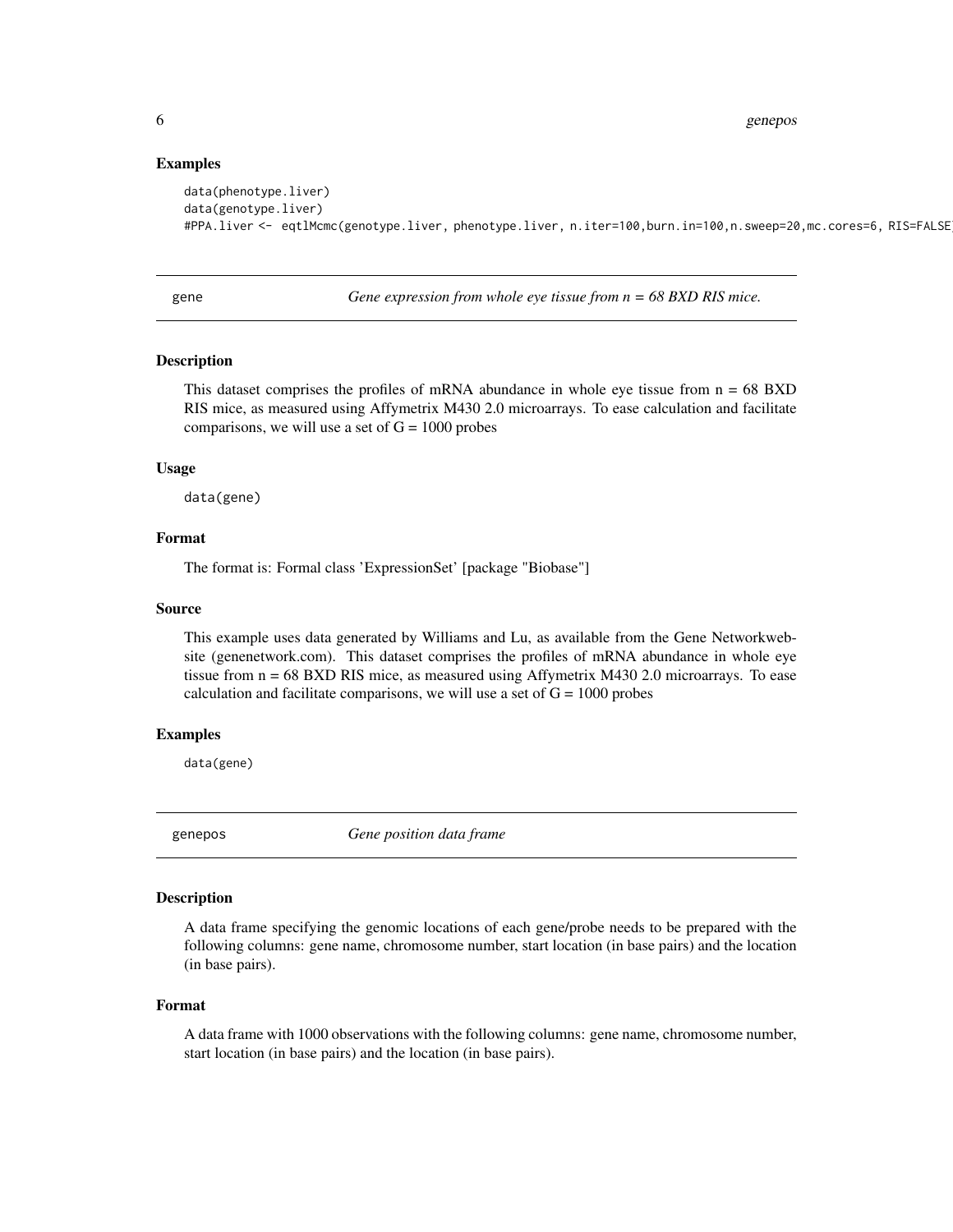### Examples

```
data(phenotype.liver)
data(genotype.liver)
#PPA.liver <- eqtlMcmc(genotype.liver, phenotype.liver, n.iter=100,burn.in=100,n.sweep=20,mc.cores=6, RIS=FALSE)
```

---

## gene — *Gene expression from whole eye tissue from n = 68 BXD RIS mice.*

### Description

This dataset comprises the profiles of mRNA abundance in whole eye tissue from n = 68 BXD RIS mice, as measured using Affymetrix M430 2.0 microarrays. To ease calculation and facilitate comparisons, we will use a set of G = 1000 probes

### Usage

```
data(gene)
```

### Format

The format is: Formal class 'ExpressionSet' [package "Biobase"]

### Source

This example uses data generated by Williams and Lu, as available from the Gene Networkwebsite (genenetwork.com). This dataset comprises the profiles of mRNA abundance in whole eye tissue from n = 68 BXD RIS mice, as measured using Affymetrix M430 2.0 microarrays. To ease calculation and facilitate comparisons, we will use a set of G = 1000 probes

### Examples

```
data(gene)
```

---

## genepos — *Gene position data frame*

### Description

A data frame specifying the genomic locations of each gene/probe needs to be prepared with the following columns: gene name, chromosome number, start location (in base pairs) and the location (in base pairs).

### Format

A data frame with 1000 observations with the following columns: gene name, chromosome number, start location (in base pairs) and the location (in base pairs).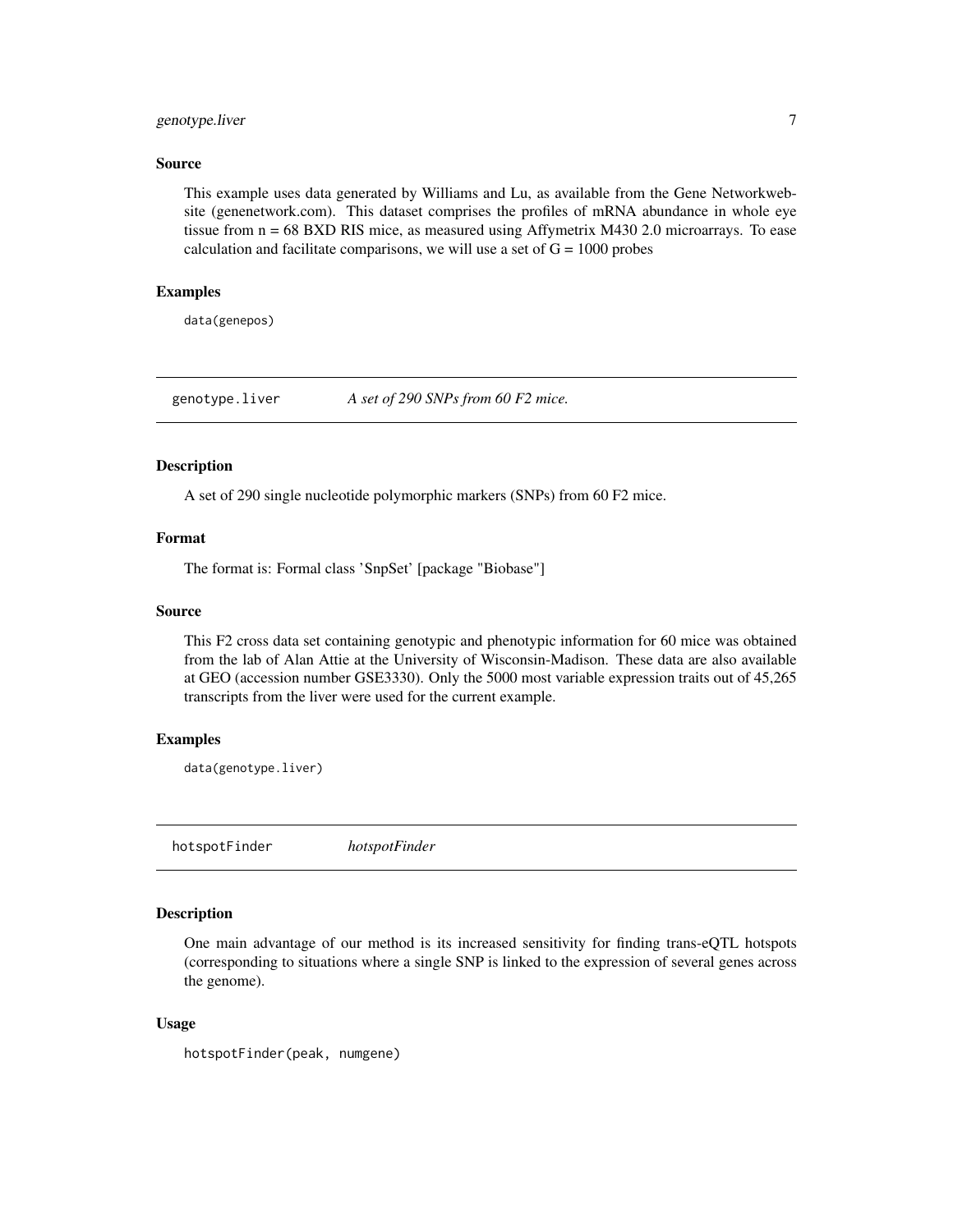### Source

This example uses data generated by Williams and Lu, as available from the Gene Networkwebsite (genenetwork.com). This dataset comprises the profiles of mRNA abundance in whole eye tissue from n = 68 BXD RIS mice, as measured using Affymetrix M430 2.0 microarrays. To ease calculation and facilitate comparisons, we will use a set of G = 1000 probes

### Examples

```
data(genepos)
```

---

## genotype.liver    *A set of 290 SNPs from 60 F2 mice.*

---

### Description

A set of 290 single nucleotide polymorphic markers (SNPs) from 60 F2 mice.

### Format

The format is: Formal class 'SnpSet' [package "Biobase"]

### Source

This F2 cross data set containing genotypic and phenotypic information for 60 mice was obtained from the lab of Alan Attie at the University of Wisconsin-Madison. These data are also available at GEO (accession number GSE3330). Only the 5000 most variable expression traits out of 45,265 transcripts from the liver were used for the current example.

### Examples

```
data(genotype.liver)
```

---

## hotspotFinder    *hotspotFinder*

---

### Description

One main advantage of our method is its increased sensitivity for finding trans-eQTL hotspots (corresponding to situations where a single SNP is linked to the expression of several genes across the genome).

### Usage

```
hotspotFinder(peak, numgene)
```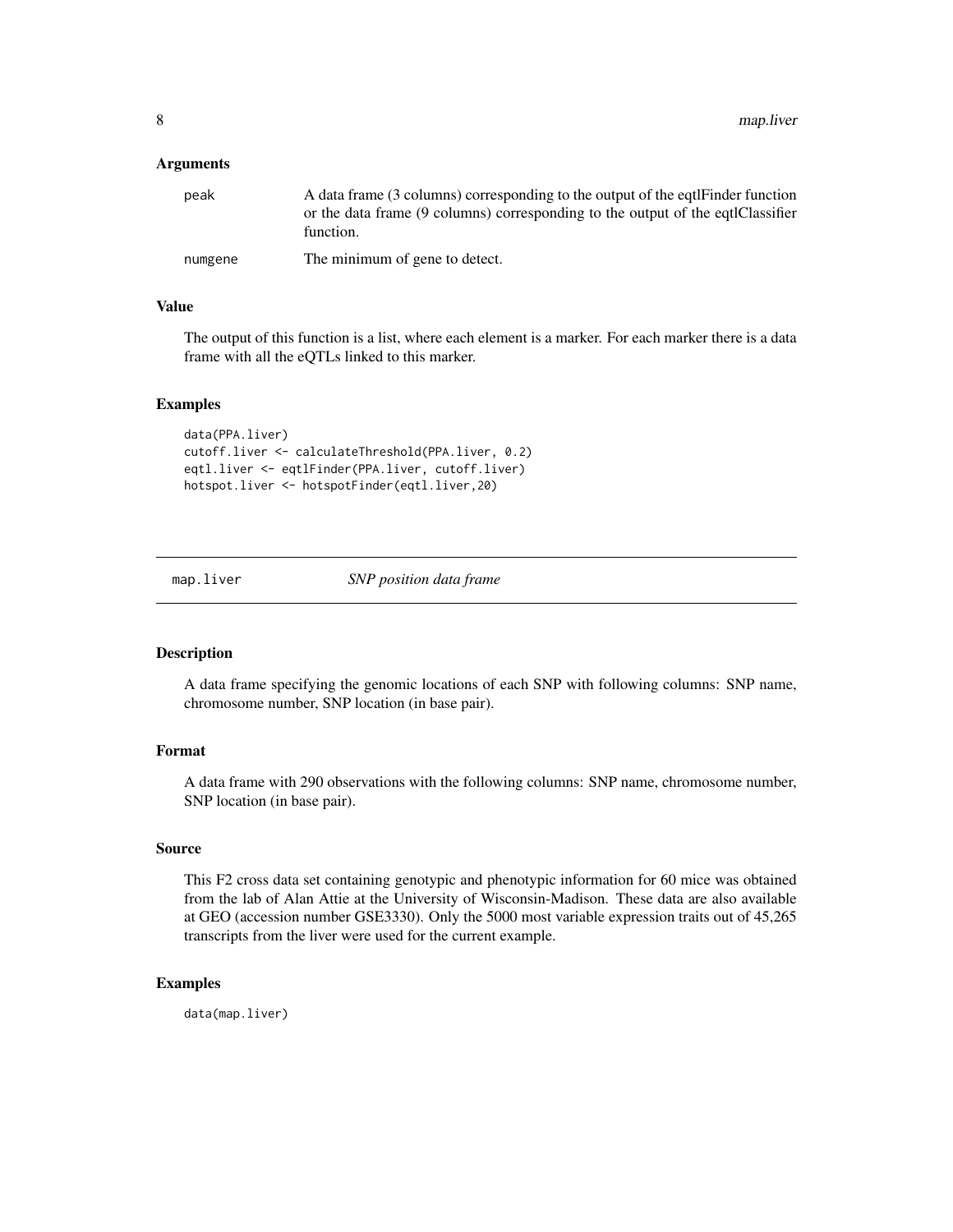### Arguments

| | |
|---|---|
| peak | A data frame (3 columns) corresponding to the output of the eqtlFinder function or the data frame (9 columns) corresponding to the output of the eqtlClassifier function. |
| numgene | The minimum of gene to detect. |

### Value

The output of this function is a list, where each element is a marker. For each marker there is a data frame with all the eQTLs linked to this marker.

### Examples

```
data(PPA.liver)
cutoff.liver <- calculateThreshold(PPA.liver, 0.2)
eqtl.liver <- eqtlFinder(PPA.liver, cutoff.liver)
hotspot.liver <- hotspotFinder(eqtl.liver,20)
```

---

## map.liver *SNP position data frame*

---

### Description

A data frame specifying the genomic locations of each SNP with following columns: SNP name, chromosome number, SNP location (in base pair).

### Format

A data frame with 290 observations with the following columns: SNP name, chromosome number, SNP location (in base pair).

### Source

This F2 cross data set containing genotypic and phenotypic information for 60 mice was obtained from the lab of Alan Attie at the University of Wisconsin-Madison. These data are also available at GEO (accession number GSE3330). Only the 5000 most variable expression traits out of 45,265 transcripts from the liver were used for the current example.

### Examples

```
data(map.liver)
```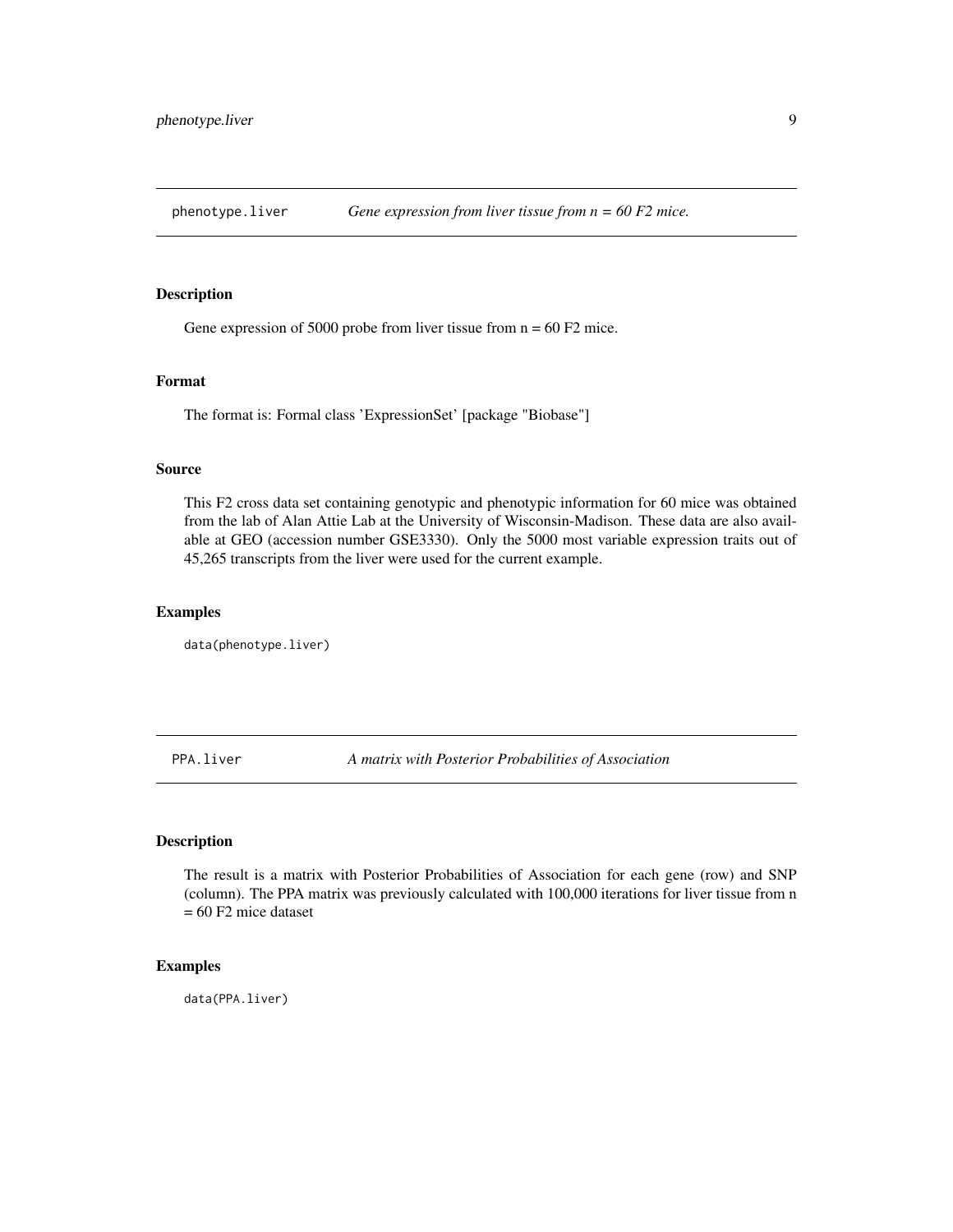## phenotype.liver — *Gene expression from liver tissue from n = 60 F2 mice.*

### Description

Gene expression of 5000 probe from liver tissue from n = 60 F2 mice.

### Format

The format is: Formal class 'ExpressionSet' [package "Biobase"]

### Source

This F2 cross data set containing genotypic and phenotypic information for 60 mice was obtained from the lab of Alan Attie Lab at the University of Wisconsin-Madison. These data are also available at GEO (accession number GSE3330). Only the 5000 most variable expression traits out of 45,265 transcripts from the liver were used for the current example.

### Examples

```
data(phenotype.liver)
```

## PPA.liver — *A matrix with Posterior Probabilities of Association*

### Description

The result is a matrix with Posterior Probabilities of Association for each gene (row) and SNP (column). The PPA matrix was previously calculated with 100,000 iterations for liver tissue from n = 60 F2 mice dataset

### Examples

```
data(PPA.liver)
```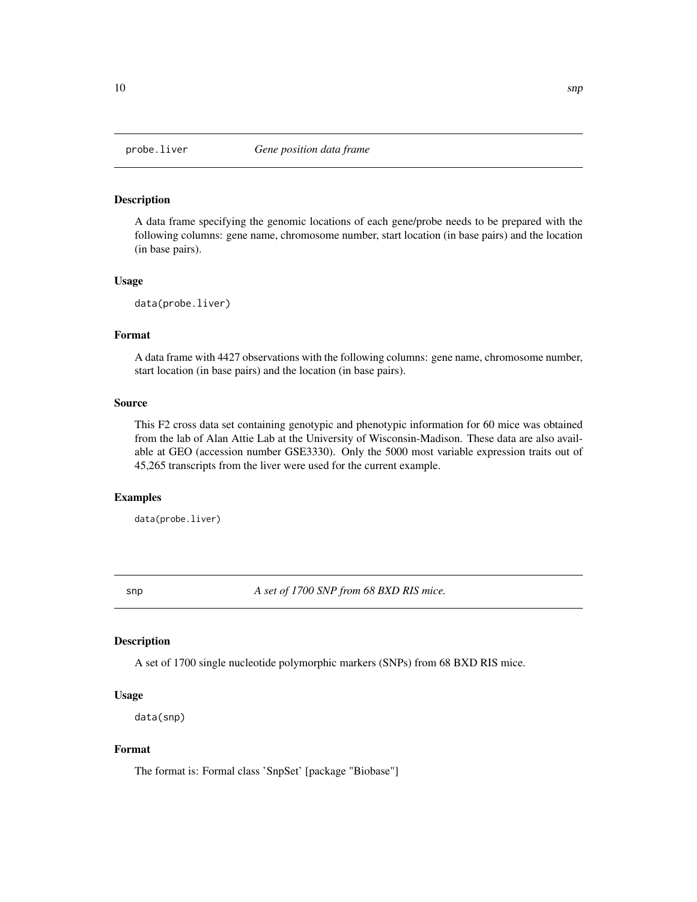## probe.liver — *Gene position data frame*

### Description

A data frame specifying the genomic locations of each gene/probe needs to be prepared with the following columns: gene name, chromosome number, start location (in base pairs) and the location (in base pairs).

### Usage

```
data(probe.liver)
```

### Format

A data frame with 4427 observations with the following columns: gene name, chromosome number, start location (in base pairs) and the location (in base pairs).

### Source

This F2 cross data set containing genotypic and phenotypic information for 60 mice was obtained from the lab of Alan Attie Lab at the University of Wisconsin-Madison. These data are also available at GEO (accession number GSE3330). Only the 5000 most variable expression traits out of 45,265 transcripts from the liver were used for the current example.

### Examples

```
data(probe.liver)
```

## snp — *A set of 1700 SNP from 68 BXD RIS mice.*

### Description

A set of 1700 single nucleotide polymorphic markers (SNPs) from 68 BXD RIS mice.

### Usage

```
data(snp)
```

### Format

The format is: Formal class 'SnpSet' [package "Biobase"]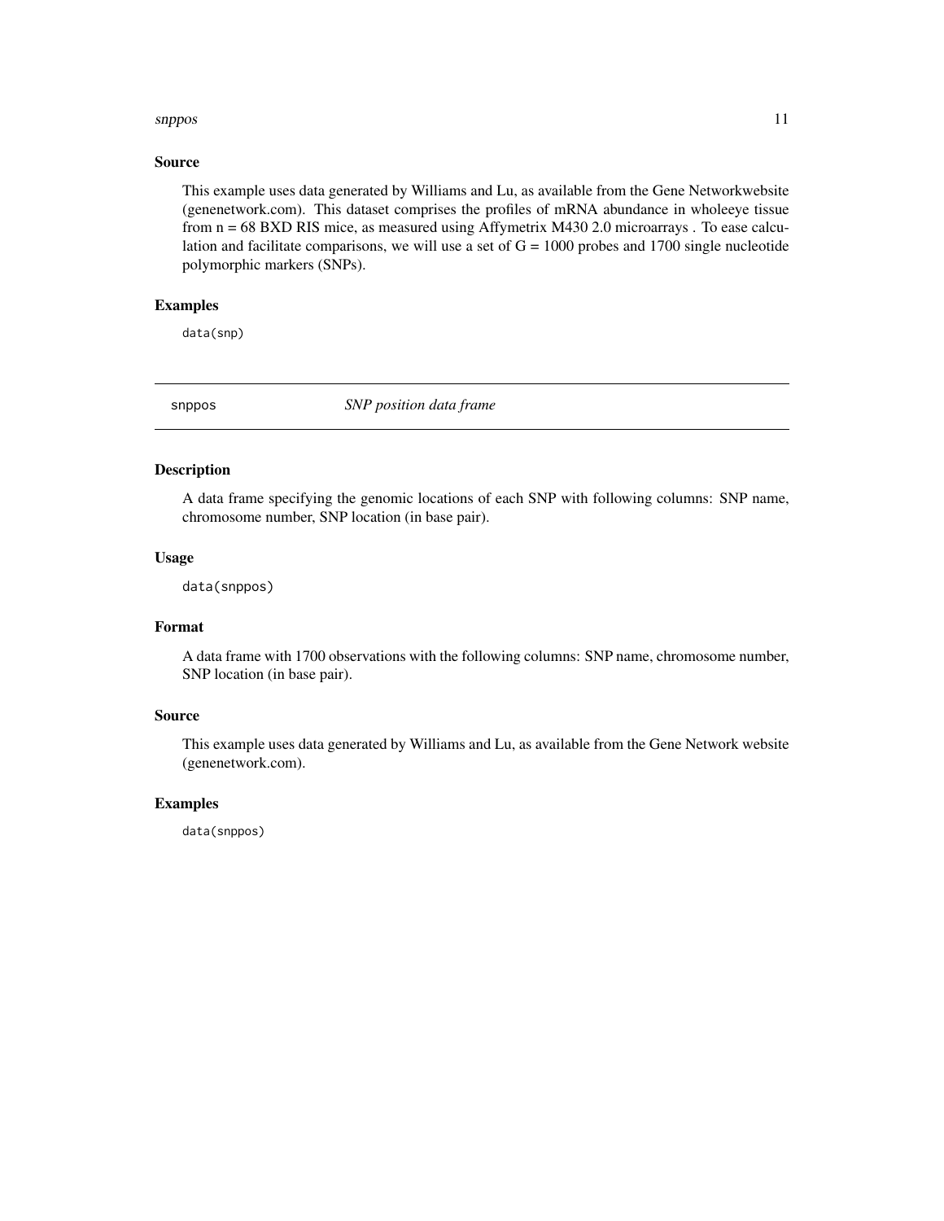### Source

This example uses data generated by Williams and Lu, as available from the Gene Networkwebsite (genenetwork.com). This dataset comprises the profiles of mRNA abundance in wholeeye tissue from n = 68 BXD RIS mice, as measured using Affymetrix M430 2.0 microarrays . To ease calculation and facilitate comparisons, we will use a set of G = 1000 probes and 1700 single nucleotide polymorphic markers (SNPs).

### Examples

```
data(snp)
```

---

## snppos — *SNP position data frame*

---

### Description

A data frame specifying the genomic locations of each SNP with following columns: SNP name, chromosome number, SNP location (in base pair).

### Usage

```
data(snppos)
```

### Format

A data frame with 1700 observations with the following columns: SNP name, chromosome number, SNP location (in base pair).

### Source

This example uses data generated by Williams and Lu, as available from the Gene Network website (genenetwork.com).

### Examples

```
data(snppos)
```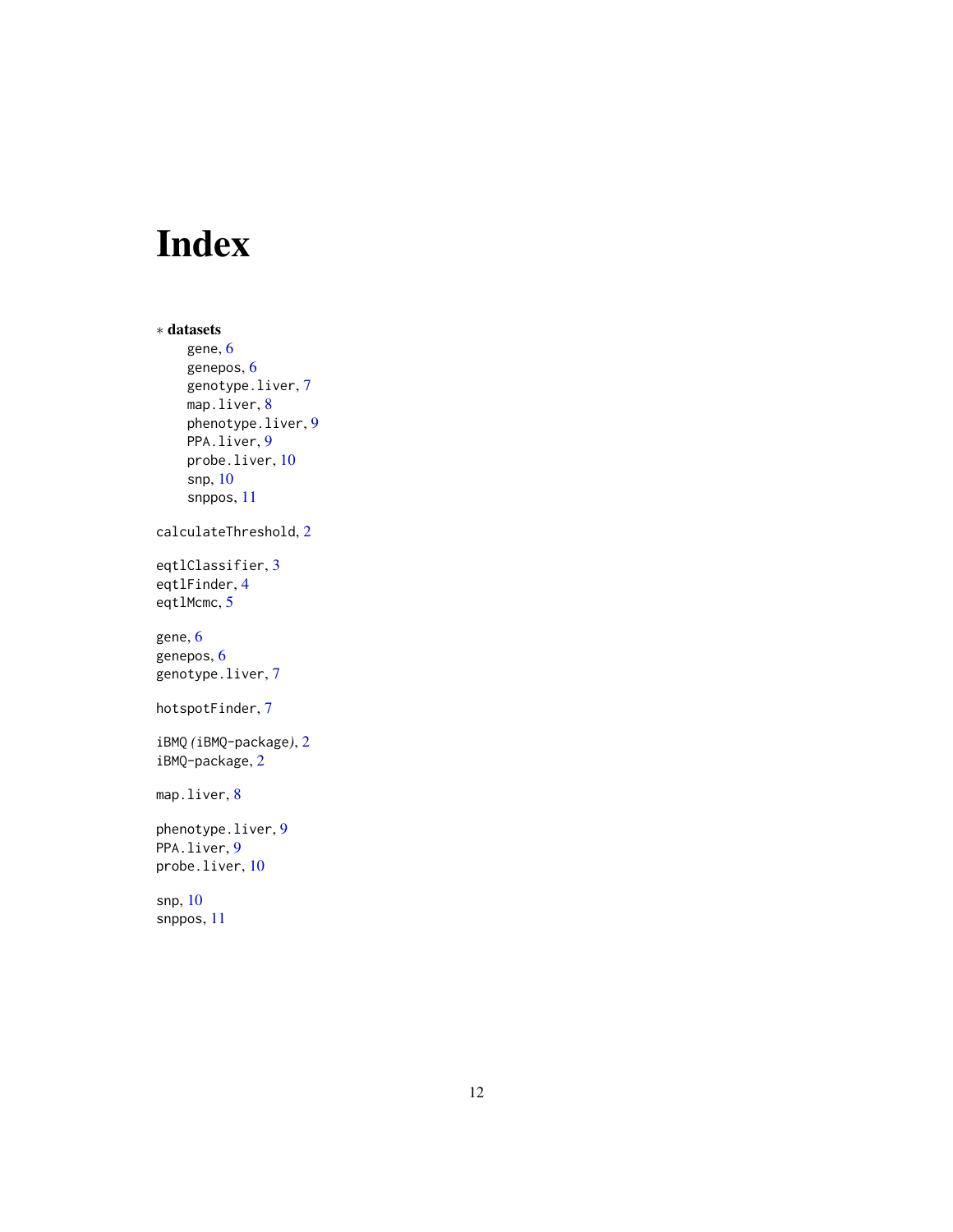# Index

∗ **datasets**

gene, 6
genepos, 6
genotype.liver, 7
map.liver, 8
phenotype.liver, 9
PPA.liver, 9
probe.liver, 10
snp, 10
snppos, 11

calculateThreshold, 2

eqtlClassifier, 3
eqtlFinder, 4
eqtlMcmc, 5

gene, 6
genepos, 6
genotype.liver, 7

hotspotFinder, 7

iBMQ *(*iBMQ-package*)*, 2
iBMQ-package, 2

map.liver, 8

phenotype.liver, 9
PPA.liver, 9
probe.liver, 10

snp, 10
snppos, 11